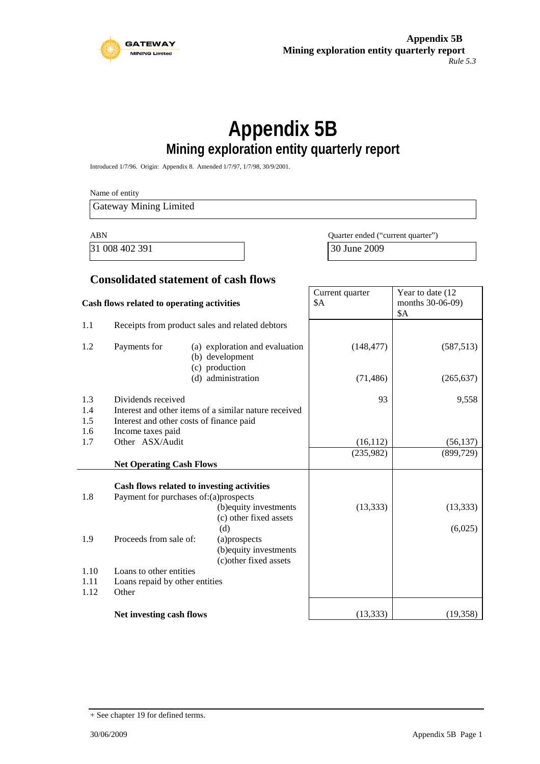# Appendix 5B

## Mining exploration entity quarterly report

Introduced 1/7/96. Origin: Appendix 8. Amended 1/7/97, 1/7/98, 30/9/2001.

Name of entity

| Gateway Mining Limited |
|---|

| ABN | Quarter ended ("current quarter") |
|---|---|
| 31 008 402 391 | 30 June 2009 |

### Consolidated statement of cash flows

| | Cash flows related to operating activities | | Current quarter $A | Year to date (12 months 30-06-09) $A |
|---|---|---|---|---|
| 1.1 | Receipts from product sales and related debtors | | | |
| 1.2 | Payments for | (a) exploration and evaluation | (148,477) | (587,513) |
| | | (b) development | | |
| | | (c) production | | |
| | | (d) administration | (71,486) | (265,637) |
| 1.3 | Dividends received | | 93 | 9,558 |
| 1.4 | Interest and other items of a similar nature received | | | |
| 1.5 | Interest and other costs of finance paid | | | |
| 1.6 | Income taxes paid | | | |
| 1.7 | Other ASX/Audit | | (16,112) | (56,137) |
| | **Net Operating Cash Flows** | | (235,982) | (899,729) |
| | **Cash flows related to investing activities** | | | |
| 1.8 | Payment for purchases of: | (a)prospects | | |
| | | (b)equity investments | (13,333) | (13,333) |
| | | (c) other fixed assets | | |
| | | (d) | | (6,025) |
| 1.9 | Proceeds from sale of: | (a)prospects | | |
| | | (b)equity investments | | |
| | | (c)other fixed assets | | |
| 1.10 | Loans to other entities | | | |
| 1.11 | Loans repaid by other entities | | | |
| 1.12 | Other | | | |
| | **Net investing cash flows** | | (13,333) | (19,358) |

+ See chapter 19 for defined terms.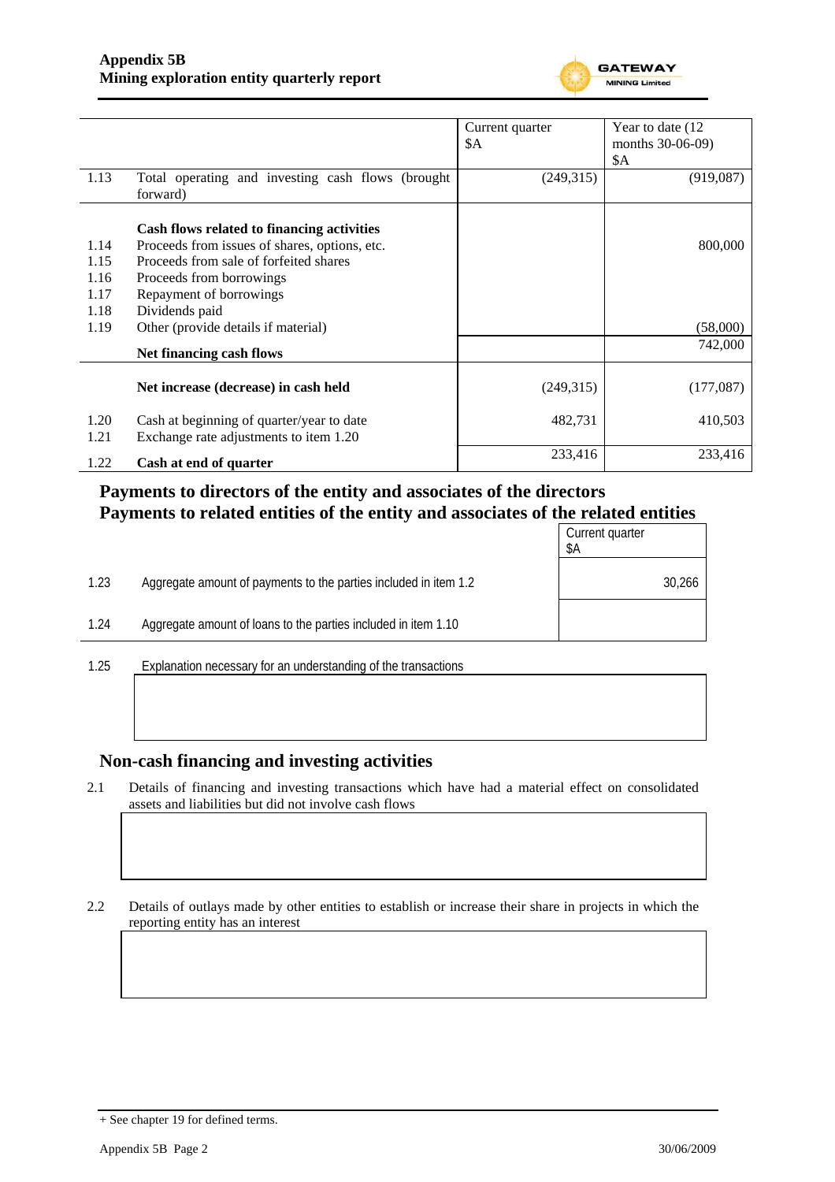| | | Current quarter $A | Year to date (12 months 30-06-09) $A |
|---|---|---|---|
| 1.13 | Total operating and investing cash flows (brought forward) | (249,315) | (919,087) |
| | **Cash flows related to financing activities** | | |
| 1.14 | Proceeds from issues of shares, options, etc. | | 800,000 |
| 1.15 | Proceeds from sale of forfeited shares | | |
| 1.16 | Proceeds from borrowings | | |
| 1.17 | Repayment of borrowings | | |
| 1.18 | Dividends paid | | |
| 1.19 | Other (provide details if material) | | (58,000) |
| | **Net financing cash flows** | | 742,000 |
| | **Net increase (decrease) in cash held** | (249,315) | (177,087) |
| 1.20 | Cash at beginning of quarter/year to date | 482,731 | 410,503 |
| 1.21 | Exchange rate adjustments to item 1.20 | | |
| 1.22 | **Cash at end of quarter** | 233,416 | 233,416 |

## Payments to directors of the entity and associates of the directors
## Payments to related entities of the entity and associates of the related entities

| | | Current quarter $A |
|---|---|---|
| 1.23 | Aggregate amount of payments to the parties included in item 1.2 | 30,266 |
| 1.24 | Aggregate amount of loans to the parties included in item 1.10 | |

1.25 Explanation necessary for an understanding of the transactions

## Non-cash financing and investing activities

2.1 Details of financing and investing transactions which have had a material effect on consolidated assets and liabilities but did not involve cash flows

2.2 Details of outlays made by other entities to establish or increase their share in projects in which the reporting entity has an interest

+ See chapter 19 for defined terms.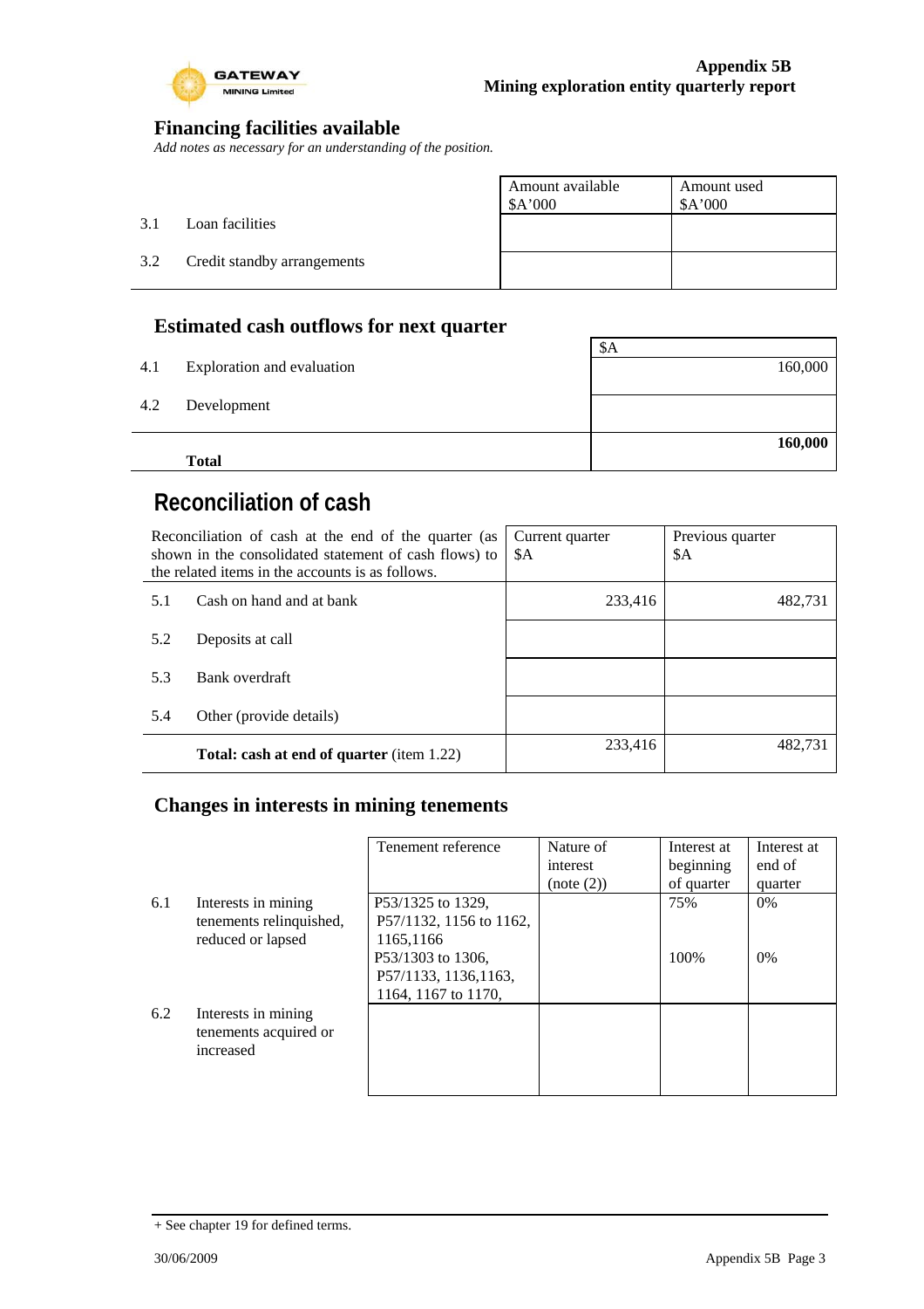## Financing facilities available

*Add notes as necessary for an understanding of the position.*

| | | Amount available $A'000 | Amount used $A'000 |
|---|---|---|---|
| 3.1 | Loan facilities | | |
| 3.2 | Credit standby arrangements | | |

## Estimated cash outflows for next quarter

| | | $A |
|---|---|---|
| 4.1 | Exploration and evaluation | 160,000 |
| 4.2 | Development | |
| | **Total** | **160,000** |

# Reconciliation of cash

| Reconciliation of cash at the end of the quarter (as shown in the consolidated statement of cash flows) to the related items in the accounts is as follows. | | Current quarter $A | Previous quarter $A |
|---|---|---|---|
| 5.1 | Cash on hand and at bank | 233,416 | 482,731 |
| 5.2 | Deposits at call | | |
| 5.3 | Bank overdraft | | |
| 5.4 | Other (provide details) | | |
| | **Total: cash at end of quarter** (item 1.22) | 233,416 | 482,731 |

## Changes in interests in mining tenements

| | | Tenement reference | Nature of interest (note (2)) | Interest at beginning of quarter | Interest at end of quarter |
|---|---|---|---|---|---|
| 6.1 | Interests in mining tenements relinquished, reduced or lapsed | P53/1325 to 1329, P57/1132, 1156 to 1162, 1165,1166 | | 75% | 0% |
| | | P53/1303 to 1306, P57/1133, 1136,1163, 1164, 1167 to 1170, | | 100% | 0% |
| 6.2 | Interests in mining tenements acquired or increased | | | | |

+ See chapter 19 for defined terms.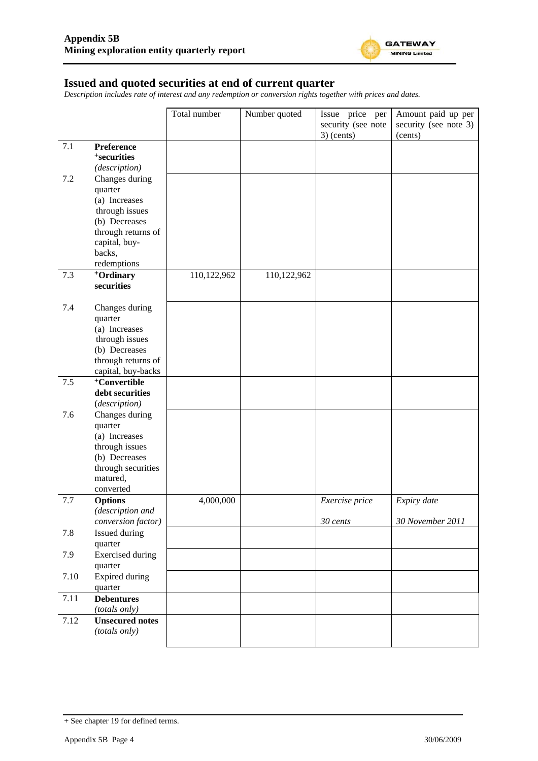## Issued and quoted securities at end of current quarter

*Description includes rate of interest and any redemption or conversion rights together with prices and dates.*

| | | Total number | Number quoted | Issue price per security (see note 3) (cents) | Amount paid up per security (see note 3) (cents) |
|---|---|---|---|---|---|
| 7.1 | **Preference +securities** *(description)* | | | | |
| 7.2 | Changes during quarter (a) Increases through issues (b) Decreases through returns of capital, buy-backs, redemptions | | | | |
| 7.3 | **+Ordinary securities** | 110,122,962 | 110,122,962 | | |
| 7.4 | Changes during quarter (a) Increases through issues (b) Decreases through returns of capital, buy-backs | | | | |
| 7.5 | **+Convertible debt securities** *(description)* | | | | |
| 7.6 | Changes during quarter (a) Increases through issues (b) Decreases through securities matured, converted | | | | |
| 7.7 | **Options** *(description and conversion factor)* | 4,000,000 | | *Exercise price* *30 cents* | *Expiry date* *30 November 2011* |
| 7.8 | Issued during quarter | | | | |
| 7.9 | Exercised during quarter | | | | |
| 7.10 | Expired during quarter | | | | |
| 7.11 | **Debentures** *(totals only)* | | | | |
| 7.12 | **Unsecured notes** *(totals only)* | | | | |

+ See chapter 19 for defined terms.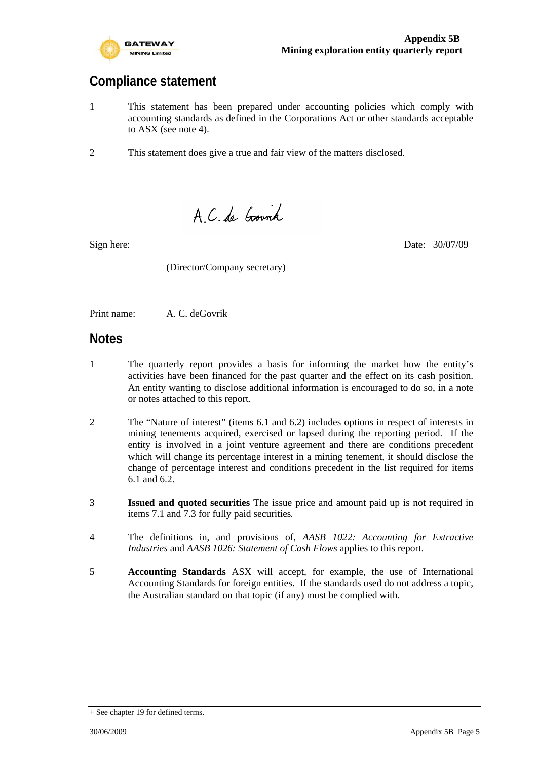## Compliance statement

1 This statement has been prepared under accounting policies which comply with accounting standards as defined in the Corporations Act or other standards acceptable to ASX (see note 4).

2 This statement does give a true and fair view of the matters disclosed.

Sign here: Date: 30/07/09

(Director/Company secretary)

Print name: A. C. deGovrik

## Notes

1 The quarterly report provides a basis for informing the market how the entity's activities have been financed for the past quarter and the effect on its cash position. An entity wanting to disclose additional information is encouraged to do so, in a note or notes attached to this report.

2 The "Nature of interest" (items 6.1 and 6.2) includes options in respect of interests in mining tenements acquired, exercised or lapsed during the reporting period. If the entity is involved in a joint venture agreement and there are conditions precedent which will change its percentage interest in a mining tenement, it should disclose the change of percentage interest and conditions precedent in the list required for items 6.1 and 6.2.

3 **Issued and quoted securities** The issue price and amount paid up is not required in items 7.1 and 7.3 for fully paid securities.

4 The definitions in, and provisions of, *AASB 1022: Accounting for Extractive Industries* and *AASB 1026: Statement of Cash Flows* applies to this report.

5 **Accounting Standards** ASX will accept, for example, the use of International Accounting Standards for foreign entities. If the standards used do not address a topic, the Australian standard on that topic (if any) must be complied with.

+ See chapter 19 for defined terms.